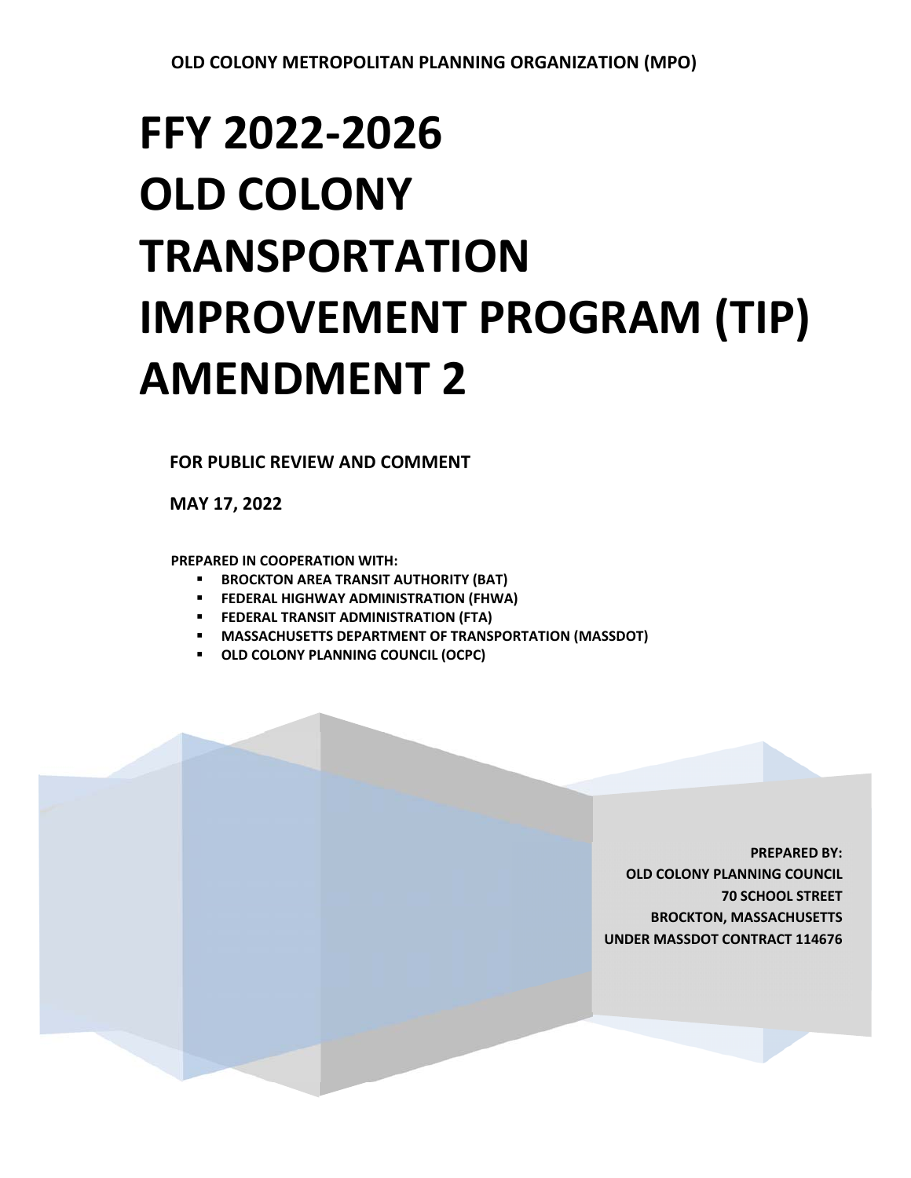OLD COLONY METROPOLITAN PLANNING ORGANIZATION (MPO)

# FFY 2022-2026 OLD COLONY TRANSPORTATION IMPROVEMENT PROGRAM (TIP) AMENDMENT 2

**FOR PUBLIC REVIEW AND COMMENT**

**MAY 17, 2022**

**PREPARED IN COOPERATION WITH:**

- **BROCKTON AREA TRANSIT AUTHORITY (BAT)**
- **FEDERAL HIGHWAY ADMINISTRATION (FHWA)**
- **FEDERAL TRANSIT ADMINISTRATION (FTA)**
- **MASSACHUSETTS DEPARTMENT OF TRANSPORTATION (MASSDOT)**
- **OLD COLONY PLANNING COUNCIL (OCPC)**

**PREPARED BY:**
**OLD COLONY PLANNING COUNCIL**
**70 SCHOOL STREET**
**BROCKTON, MASSACHUSETTS**
**UNDER MASSDOT CONTRACT 114676**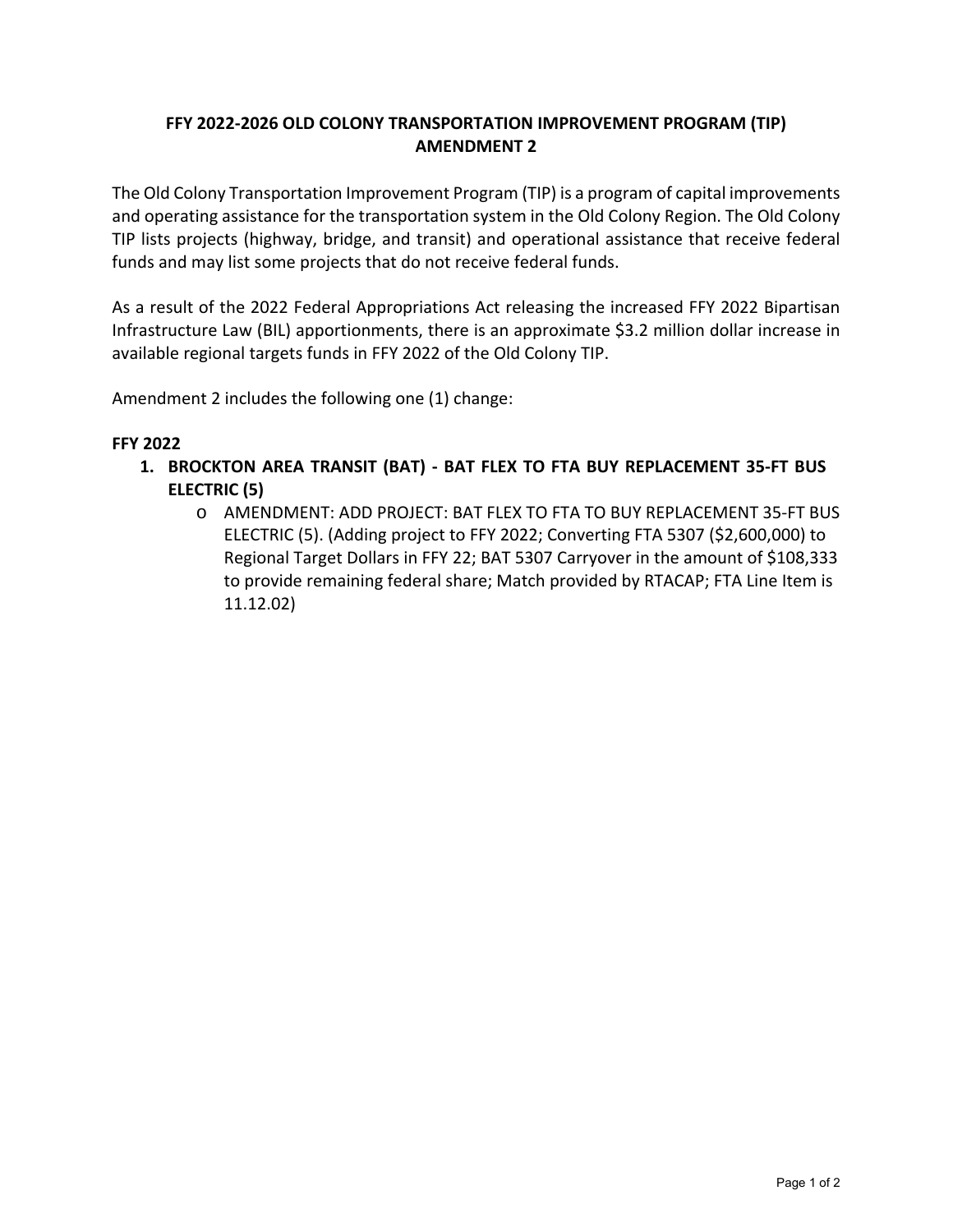# FFY 2022-2026 OLD COLONY TRANSPORTATION IMPROVEMENT PROGRAM (TIP) AMENDMENT 2

The Old Colony Transportation Improvement Program (TIP) is a program of capital improvements and operating assistance for the transportation system in the Old Colony Region. The Old Colony TIP lists projects (highway, bridge, and transit) and operational assistance that receive federal funds and may list some projects that do not receive federal funds.

As a result of the 2022 Federal Appropriations Act releasing the increased FFY 2022 Bipartisan Infrastructure Law (BIL) apportionments, there is an approximate $3.2 million dollar increase in available regional targets funds in FFY 2022 of the Old Colony TIP.

Amendment 2 includes the following one (1) change:

**FFY 2022**

1. **BROCKTON AREA TRANSIT (BAT) - BAT FLEX TO FTA BUY REPLACEMENT 35-FT BUS ELECTRIC (5)**
   - AMENDMENT: ADD PROJECT: BAT FLEX TO FTA TO BUY REPLACEMENT 35-FT BUS ELECTRIC (5). (Adding project to FFY 2022; Converting FTA 5307 ($2,600,000) to Regional Target Dollars in FFY 22; BAT 5307 Carryover in the amount of $108,333 to provide remaining federal share; Match provided by RTACAP; FTA Line Item is 11.12.02)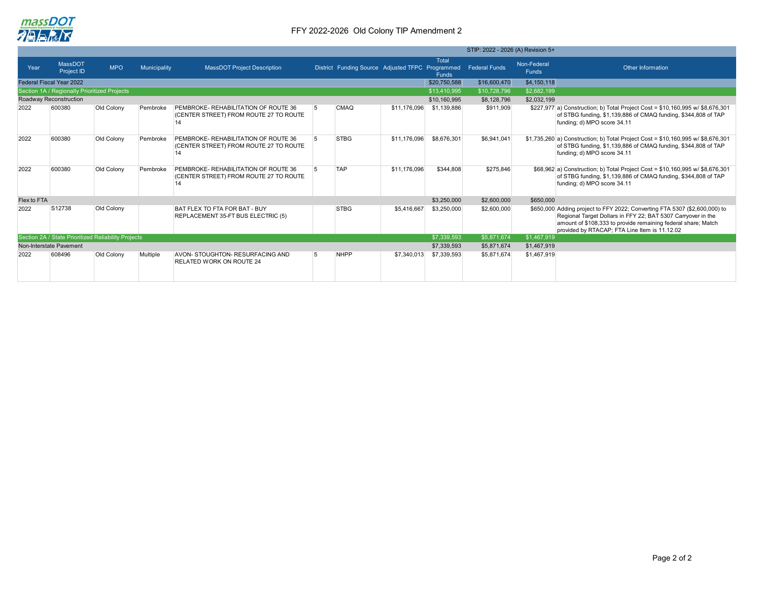# FFY 2022-2026 Old Colony TIP Amendment 2

STIP: 2022 - 2026 (A) Revision 5+

| Year | MassDOT Project ID | MPO | Municipality | MassDOT Project Description | District | Funding Source | Adjusted TFPC | Total Programmed Funds | Federal Funds | Non-Federal Funds | Other Information |
|---|---|---|---|---|---|---|---|---|---|---|---|
| Federal Fiscal Year 2022 | | | | | | | | $20,750,588 | $16,600,470 | $4,150,118 | |
| Section 1A / Regionally Prioritized Projects | | | | | | | | $13,410,995 | $10,728,796 | $2,682,199 | |
| Roadway Reconstruction | | | | | | | | $10,160,995 | $8,128,796 | $2,032,199 | |
| 2022 | 600380 | Old Colony | Pembroke | PEMBROKE- REHABILITATION OF ROUTE 36 (CENTER STREET) FROM ROUTE 27 TO ROUTE 14 | 5 | CMAQ | $11,176,096 | $1,139,886 | $911,909 | $227,977 | a) Construction; b) Total Project Cost = $10,160,995 w/ $8,676,301 of STBG funding, $1,139,886 of CMAQ funding, $344,808 of TAP funding; d) MPO score 34.11 |
| 2022 | 600380 | Old Colony | Pembroke | PEMBROKE- REHABILITATION OF ROUTE 36 (CENTER STREET) FROM ROUTE 27 TO ROUTE 14 | 5 | STBG | $11,176,096 | $8,676,301 | $6,941,041 | $1,735,260 | a) Construction; b) Total Project Cost = $10,160,995 w/ $8,676,301 of STBG funding, $1,139,886 of CMAQ funding, $344,808 of TAP funding; d) MPO score 34.11 |
| 2022 | 600380 | Old Colony | Pembroke | PEMBROKE- REHABILITATION OF ROUTE 36 (CENTER STREET) FROM ROUTE 27 TO ROUTE 14 | 5 | TAP | $11,176,096 | $344,808 | $275,846 | $68,962 | a) Construction; b) Total Project Cost = $10,160,995 w/ $8,676,301 of STBG funding, $1,139,886 of CMAQ funding, $344,808 of TAP funding; d) MPO score 34.11 |
| Flex to FTA | | | | | | | | $3,250,000 | $2,600,000 | $650,000 | |
| 2022 | S12738 | Old Colony | | BAT FLEX TO FTA FOR BAT - BUY REPLACEMENT 35-FT BUS ELECTRIC (5) | | STBG | $5,416,667 | $3,250,000 | $2,600,000 | $650,000 | Adding project to FFY 2022; Converting FTA 5307 ($2,600,000) to Regional Target Dollars in FFY 22; BAT 5307 Carryover in the amount of $108,333 to provide remaining federal share; Match provided by RTACAP; FTA Line Item is 11.12.02 |
| Section 2A / State Prioritized Reliability Projects | | | | | | | | $7,339,593 | $5,871,674 | $1,467,919 | |
| Non-Interstate Pavement | | | | | | | | $7,339,593 | $5,871,674 | $1,467,919 | |
| 2022 | 608496 | Old Colony | Multiple | AVON- STOUGHTON- RESURFACING AND RELATED WORK ON ROUTE 24 | 5 | NHPP | $7,340,013 | $7,339,593 | $5,871,674 | $1,467,919 | |